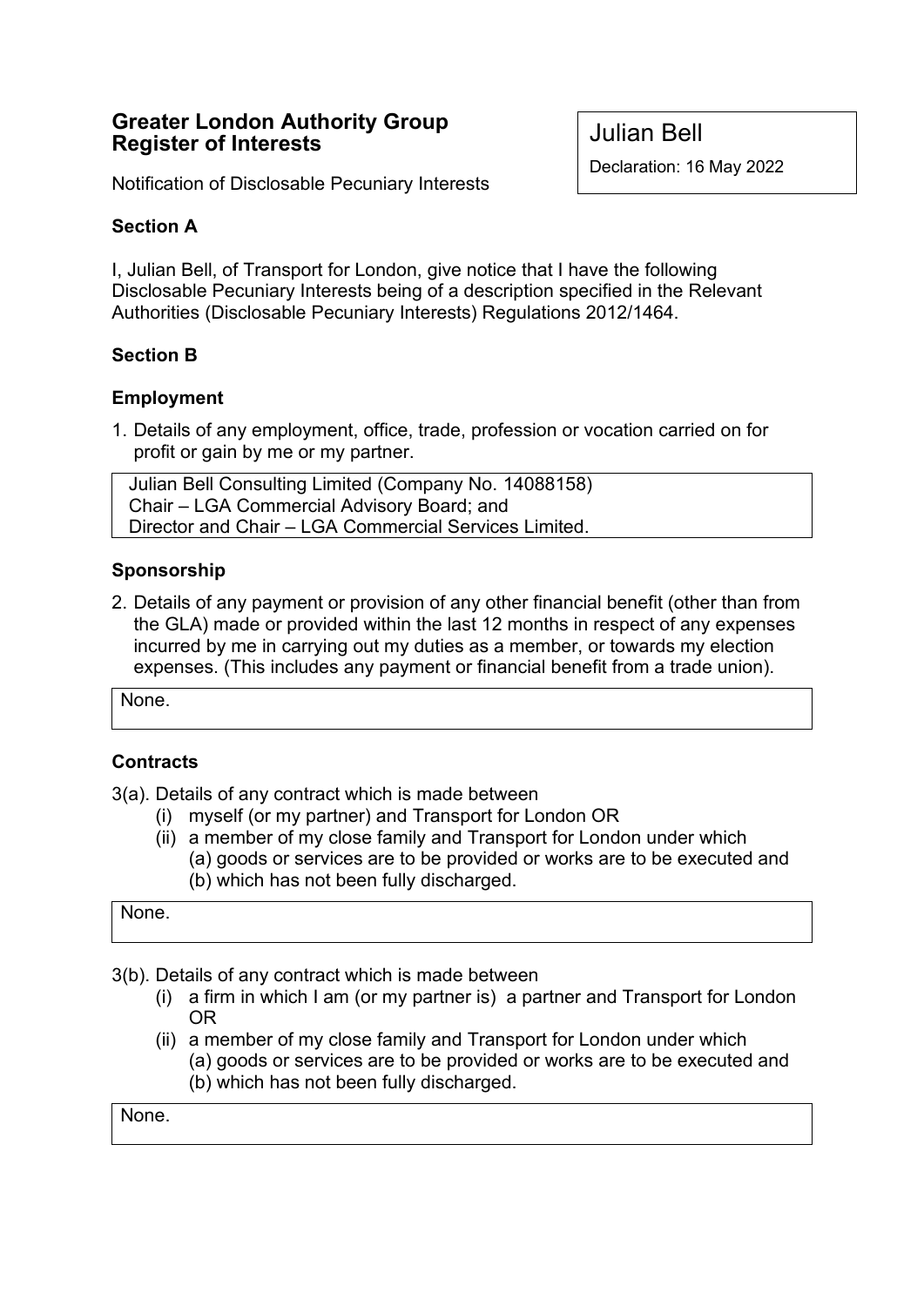# Greater London Authority Group Register of Interests

Julian Bell

Declaration: 16 May 2022

Notification of Disclosable Pecuniary Interests

### Section A

I, Julian Bell, of Transport for London, give notice that I have the following Disclosable Pecuniary Interests being of a description specified in the Relevant Authorities (Disclosable Pecuniary Interests) Regulations 2012/1464.

### Section B

### Employment

1. Details of any employment, office, trade, profession or vocation carried on for profit or gain by me or my partner.

Julian Bell Consulting Limited (Company No. 14088158)
Chair – LGA Commercial Advisory Board; and
Director and Chair – LGA Commercial Services Limited.

### Sponsorship

2. Details of any payment or provision of any other financial benefit (other than from the GLA) made or provided within the last 12 months in respect of any expenses incurred by me in carrying out my duties as a member, or towards my election expenses. (This includes any payment or financial benefit from a trade union).

None.

### Contracts

3(a). Details of any contract which is made between
   (i) myself (or my partner) and Transport for London OR
   (ii) a member of my close family and Transport for London under which
      (a) goods or services are to be provided or works are to be executed and
      (b) which has not been fully discharged.

None.

3(b). Details of any contract which is made between
   (i) a firm in which I am (or my partner is) a partner and Transport for London OR
   (ii) a member of my close family and Transport for London under which
      (a) goods or services are to be provided or works are to be executed and
      (b) which has not been fully discharged.

None.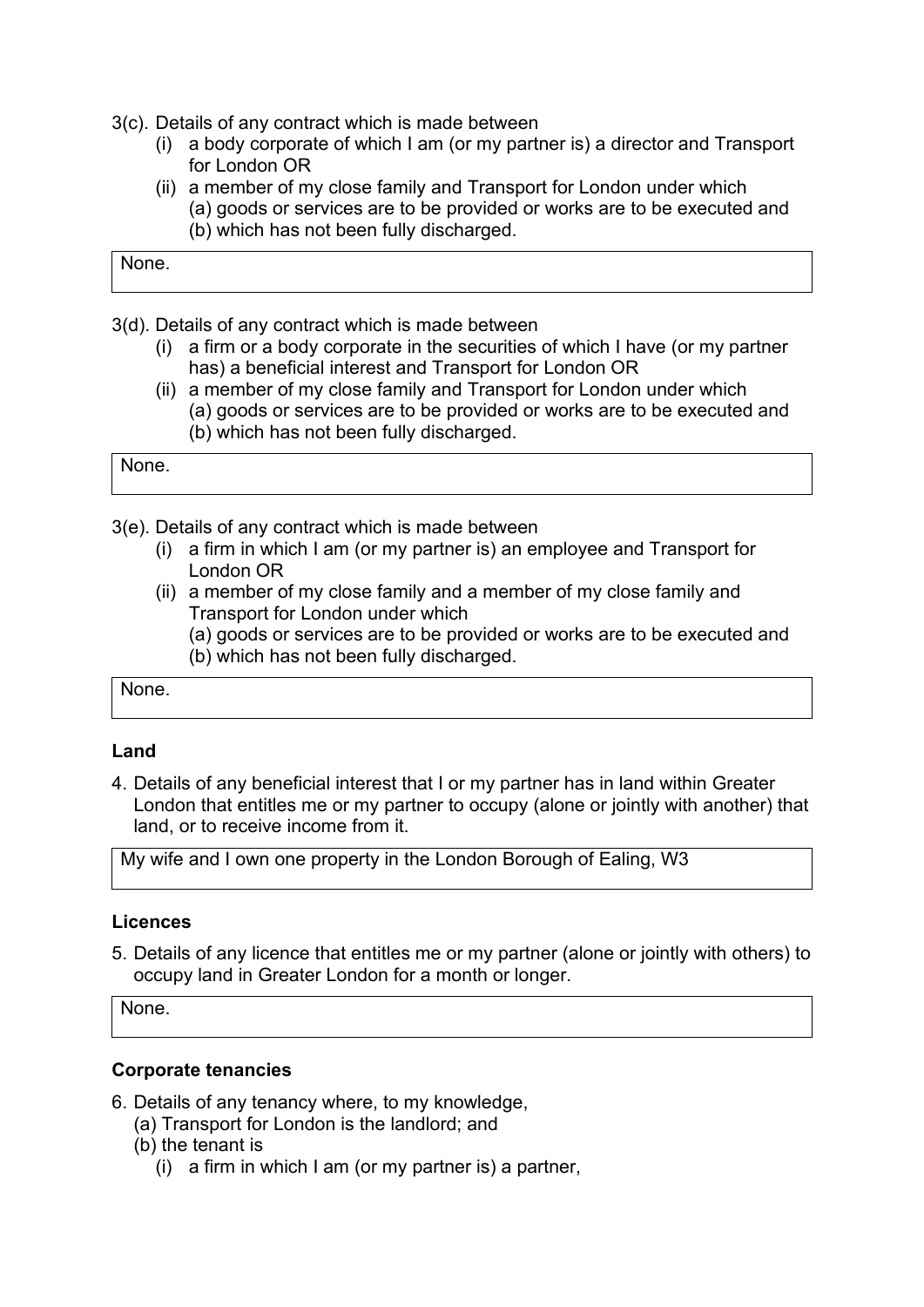3(c). Details of any contract which is made between

   (i) a body corporate of which I am (or my partner is) a director and Transport for London OR
   
   (ii) a member of my close family and Transport for London under which
   
      (a) goods or services are to be provided or works are to be executed and
      
      (b) which has not been fully discharged.

| |
|---|
| None. |

3(d). Details of any contract which is made between

   (i) a firm or a body corporate in the securities of which I have (or my partner has) a beneficial interest and Transport for London OR
   
   (ii) a member of my close family and Transport for London under which
   
      (a) goods or services are to be provided or works are to be executed and
      
      (b) which has not been fully discharged.

| |
|---|
| None. |

3(e). Details of any contract which is made between

   (i) a firm in which I am (or my partner is) an employee and Transport for London OR
   
   (ii) a member of my close family and a member of my close family and Transport for London under which
   
      (a) goods or services are to be provided or works are to be executed and
      
      (b) which has not been fully discharged.

| |
|---|
| None. |

**Land**

4. Details of any beneficial interest that I or my partner has in land within Greater London that entitles me or my partner to occupy (alone or jointly with another) that land, or to receive income from it.

| |
|---|
| My wife and I own one property in the London Borough of Ealing, W3 |

**Licences**

5. Details of any licence that entitles me or my partner (alone or jointly with others) to occupy land in Greater London for a month or longer.

| |
|---|
| None. |

**Corporate tenancies**

6. Details of any tenancy where, to my knowledge,

   (a) Transport for London is the landlord; and
   
   (b) the tenant is
   
      (i) a firm in which I am (or my partner is) a partner,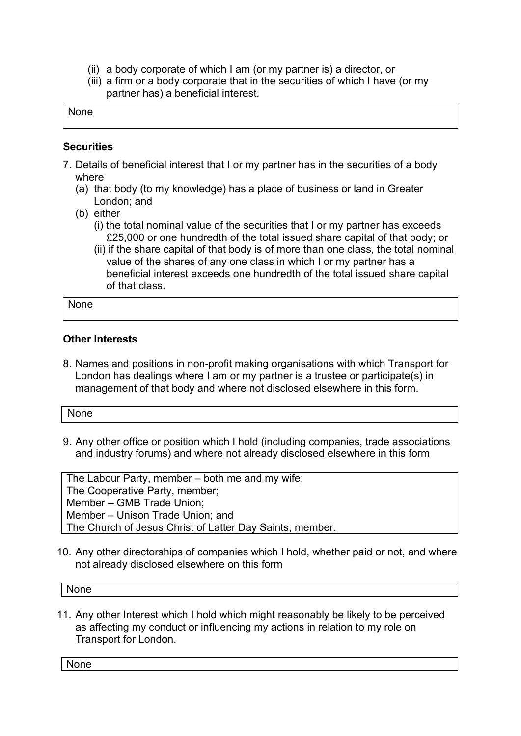(ii) a body corporate of which I am (or my partner is) a director, or
(iii) a firm or a body corporate that in the securities of which I have (or my partner has) a beneficial interest.

| |
|---|
| None |

**Securities**

7. Details of beneficial interest that I or my partner has in the securities of a body where
   (a) that body (to my knowledge) has a place of business or land in Greater London; and
   (b) either
      (i) the total nominal value of the securities that I or my partner has exceeds £25,000 or one hundredth of the total issued share capital of that body; or
      (ii) if the share capital of that body is of more than one class, the total nominal value of the shares of any one class in which I or my partner has a beneficial interest exceeds one hundredth of the total issued share capital of that class.

| |
|---|
| None |

**Other Interests**

8. Names and positions in non-profit making organisations with which Transport for London has dealings where I am or my partner is a trustee or participate(s) in management of that body and where not disclosed elsewhere in this form.

| |
|---|
| None |

9. Any other office or position which I hold (including companies, trade associations and industry forums) and where not already disclosed elsewhere in this form

| |
|---|
| The Labour Party, member – both me and my wife;<br>The Cooperative Party, member;<br>Member – GMB Trade Union;<br>Member – Unison Trade Union; and<br>The Church of Jesus Christ of Latter Day Saints, member. |

10. Any other directorships of companies which I hold, whether paid or not, and where not already disclosed elsewhere on this form

| |
|---|
| None |

11. Any other Interest which I hold which might reasonably be likely to be perceived as affecting my conduct or influencing my actions in relation to my role on Transport for London.

| |
|---|
| None |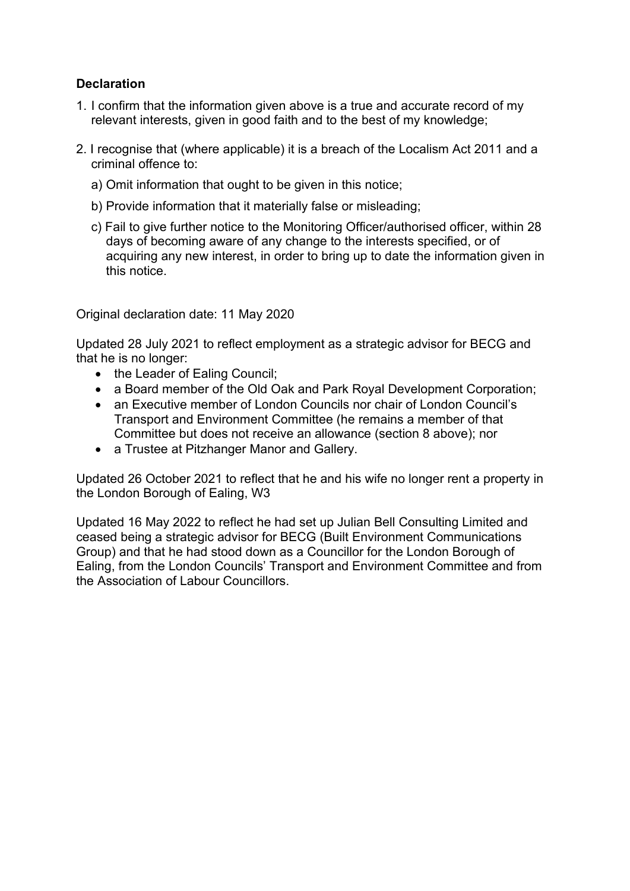**Declaration**

1. I confirm that the information given above is a true and accurate record of my relevant interests, given in good faith and to the best of my knowledge;

2. I recognise that (where applicable) it is a breach of the Localism Act 2011 and a criminal offence to:

   a) Omit information that ought to be given in this notice;

   b) Provide information that it materially false or misleading;

   c) Fail to give further notice to the Monitoring Officer/authorised officer, within 28 days of becoming aware of any change to the interests specified, or of acquiring any new interest, in order to bring up to date the information given in this notice.

Original declaration date: 11 May 2020

Updated 28 July 2021 to reflect employment as a strategic advisor for BECG and that he is no longer:

- the Leader of Ealing Council;
- a Board member of the Old Oak and Park Royal Development Corporation;
- an Executive member of London Councils nor chair of London Council's Transport and Environment Committee (he remains a member of that Committee but does not receive an allowance (section 8 above); nor
- a Trustee at Pitzhanger Manor and Gallery.

Updated 26 October 2021 to reflect that he and his wife no longer rent a property in the London Borough of Ealing, W3

Updated 16 May 2022 to reflect he had set up Julian Bell Consulting Limited and ceased being a strategic advisor for BECG (Built Environment Communications Group) and that he had stood down as a Councillor for the London Borough of Ealing, from the London Councils' Transport and Environment Committee and from the Association of Labour Councillors.